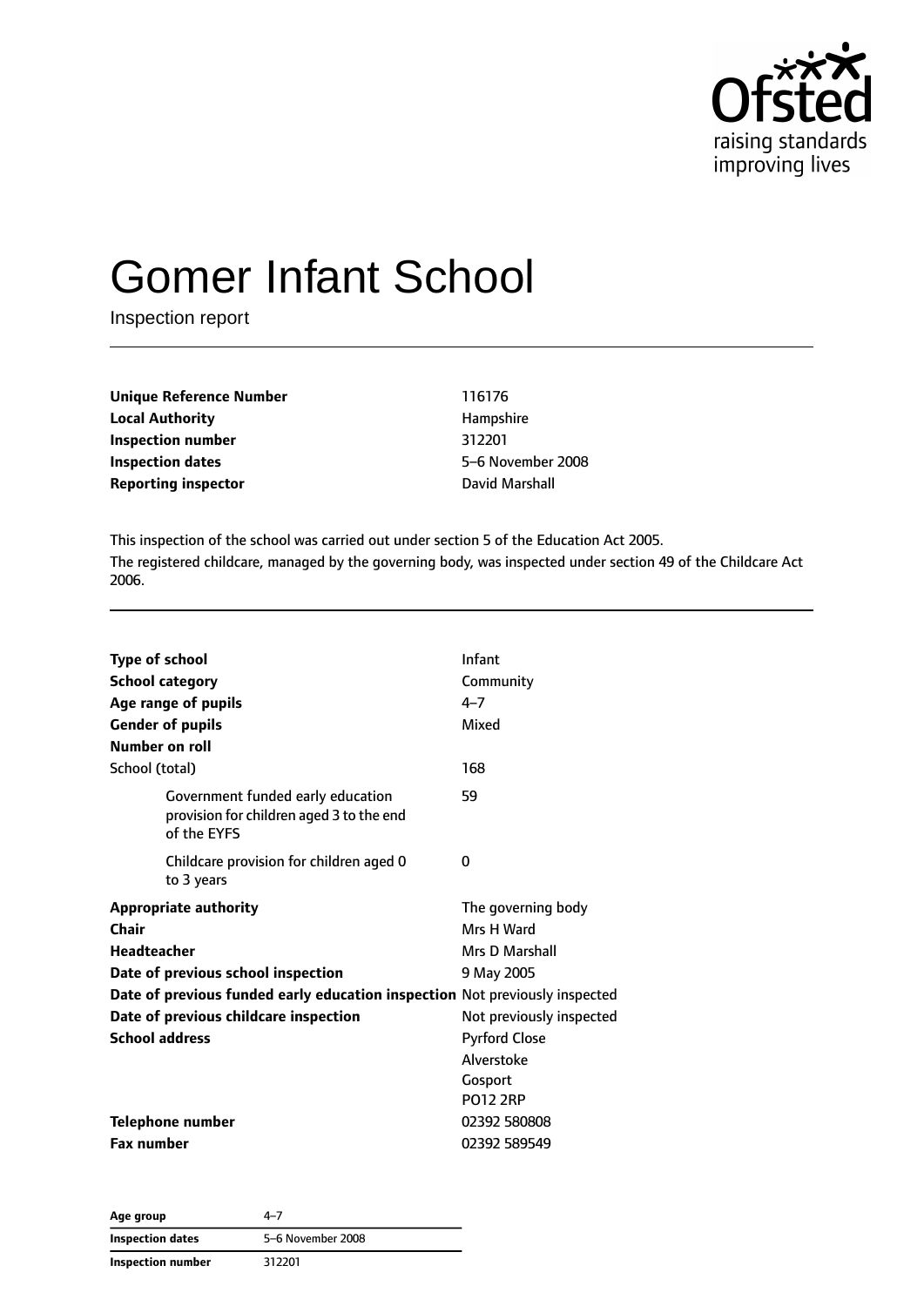# Gomer Infant School

Inspection report

| | |
|---|---|
| **Unique Reference Number** | 116176 |
| **Local Authority** | Hampshire |
| **Inspection number** | 312201 |
| **Inspection dates** | 5–6 November 2008 |
| **Reporting inspector** | David Marshall |

This inspection of the school was carried out under section 5 of the Education Act 2005.

The registered childcare, managed by the governing body, was inspected under section 49 of the Childcare Act 2006.

| | |
|---|---|
| **Type of school** | Infant |
| **School category** | Community |
| **Age range of pupils** | 4–7 |
| **Gender of pupils** | Mixed |
| **Number on roll** | |
| School (total) | 168 |
| Government funded early education provision for children aged 3 to the end of the EYFS | 59 |
| Childcare provision for children aged 0 to 3 years | 0 |
| **Appropriate authority** | The governing body |
| **Chair** | Mrs H Ward |
| **Headteacher** | Mrs D Marshall |
| **Date of previous school inspection** | 9 May 2005 |
| **Date of previous funded early education inspection** | Not previously inspected |
| **Date of previous childcare inspection** | Not previously inspected |
| **School address** | Pyrford Close<br>Alverstoke<br>Gosport<br>PO12 2RP |
| **Telephone number** | 02392 580808 |
| **Fax number** | 02392 589549 |

| | |
|---|---|
| **Age group** | 4–7 |
| **Inspection dates** | 5–6 November 2008 |
| **Inspection number** | 312201 |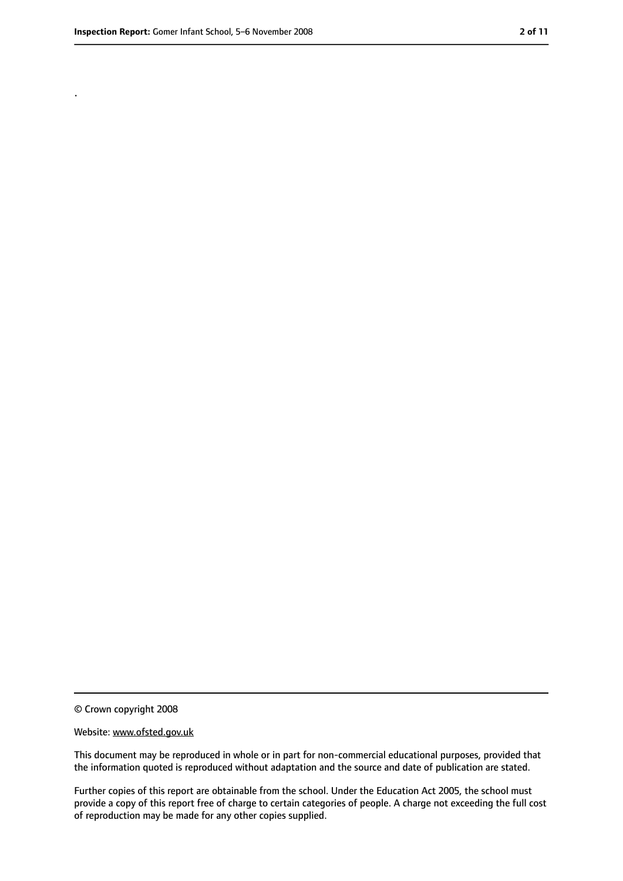.

© Crown copyright 2008

Website: www.ofsted.gov.uk

This document may be reproduced in whole or in part for non-commercial educational purposes, provided that the information quoted is reproduced without adaptation and the source and date of publication are stated.

Further copies of this report are obtainable from the school. Under the Education Act 2005, the school must provide a copy of this report free of charge to certain categories of people. A charge not exceeding the full cost of reproduction may be made for any other copies supplied.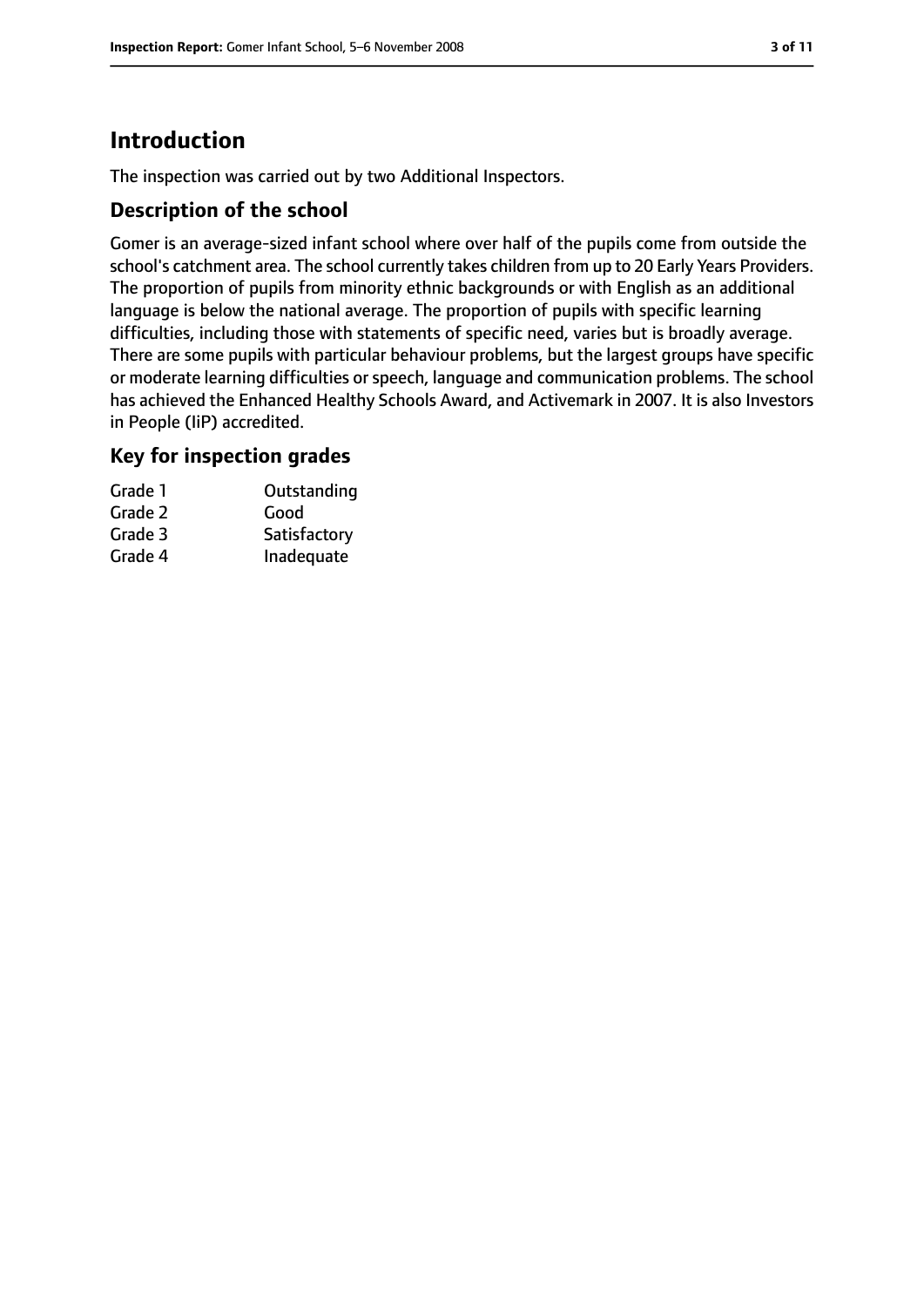# Introduction

The inspection was carried out by two Additional Inspectors.

## Description of the school

Gomer is an average-sized infant school where over half of the pupils come from outside the school's catchment area. The school currently takes children from up to 20 Early Years Providers. The proportion of pupils from minority ethnic backgrounds or with English as an additional language is below the national average. The proportion of pupils with specific learning difficulties, including those with statements of specific need, varies but is broadly average. There are some pupils with particular behaviour problems, but the largest groups have specific or moderate learning difficulties or speech, language and communication problems. The school has achieved the Enhanced Healthy Schools Award, and Activemark in 2007. It is also Investors in People (IiP) accredited.

## Key for inspection grades

| | |
|---|---|
| Grade 1 | Outstanding |
| Grade 2 | Good |
| Grade 3 | Satisfactory |
| Grade 4 | Inadequate |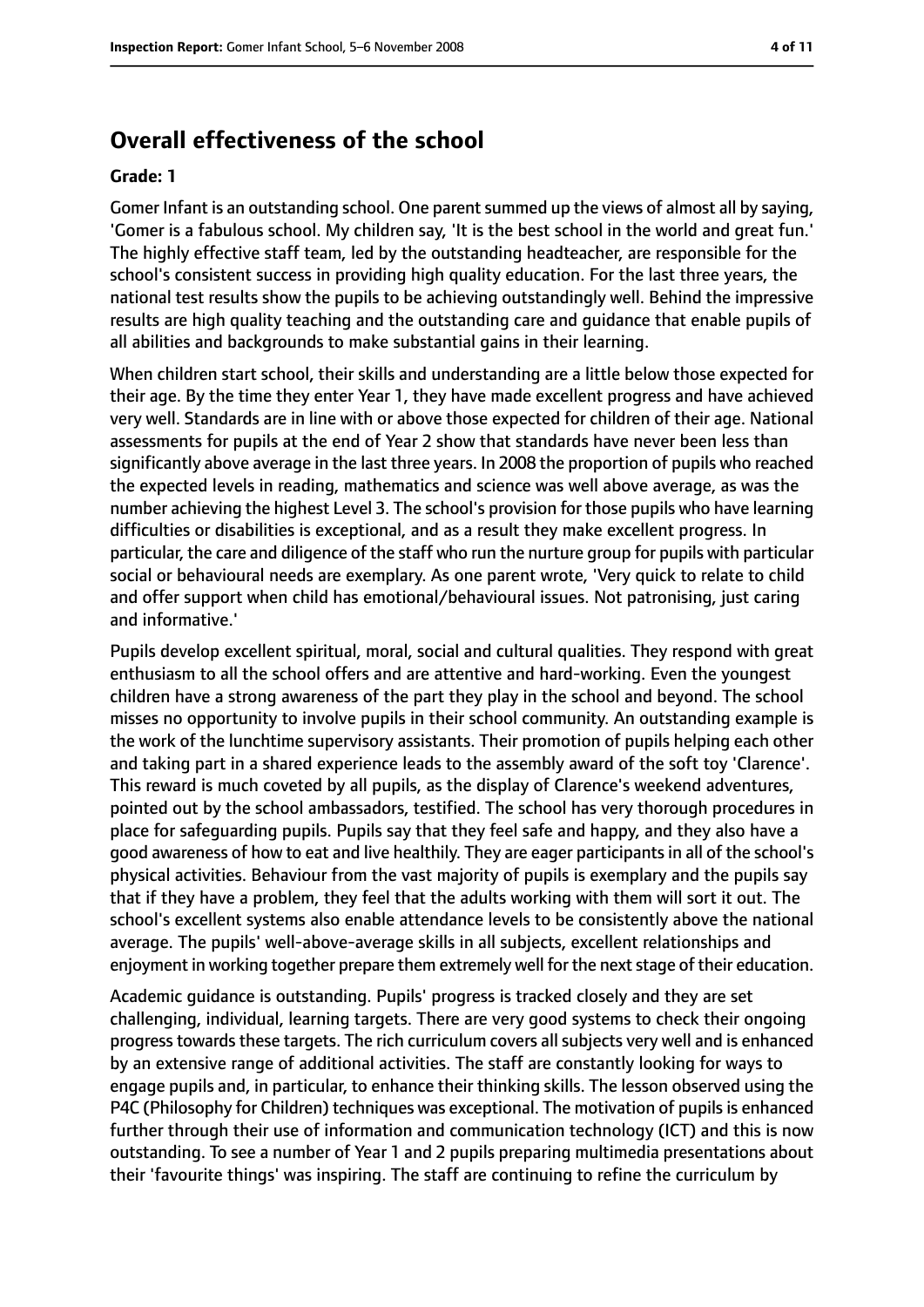## Overall effectiveness of the school

### Grade: 1

Gomer Infant is an outstanding school. One parent summed up the views of almost all by saying, 'Gomer is a fabulous school. My children say, 'It is the best school in the world and great fun.' The highly effective staff team, led by the outstanding headteacher, are responsible for the school's consistent success in providing high quality education. For the last three years, the national test results show the pupils to be achieving outstandingly well. Behind the impressive results are high quality teaching and the outstanding care and guidance that enable pupils of all abilities and backgrounds to make substantial gains in their learning.

When children start school, their skills and understanding are a little below those expected for their age. By the time they enter Year 1, they have made excellent progress and have achieved very well. Standards are in line with or above those expected for children of their age. National assessments for pupils at the end of Year 2 show that standards have never been less than significantly above average in the last three years. In 2008 the proportion of pupils who reached the expected levels in reading, mathematics and science was well above average, as was the number achieving the highest Level 3. The school's provision for those pupils who have learning difficulties or disabilities is exceptional, and as a result they make excellent progress. In particular, the care and diligence of the staff who run the nurture group for pupils with particular social or behavioural needs are exemplary. As one parent wrote, 'Very quick to relate to child and offer support when child has emotional/behavioural issues. Not patronising, just caring and informative.'

Pupils develop excellent spiritual, moral, social and cultural qualities. They respond with great enthusiasm to all the school offers and are attentive and hard-working. Even the youngest children have a strong awareness of the part they play in the school and beyond. The school misses no opportunity to involve pupils in their school community. An outstanding example is the work of the lunchtime supervisory assistants. Their promotion of pupils helping each other and taking part in a shared experience leads to the assembly award of the soft toy 'Clarence'. This reward is much coveted by all pupils, as the display of Clarence's weekend adventures, pointed out by the school ambassadors, testified. The school has very thorough procedures in place for safeguarding pupils. Pupils say that they feel safe and happy, and they also have a good awareness of how to eat and live healthily. They are eager participants in all of the school's physical activities. Behaviour from the vast majority of pupils is exemplary and the pupils say that if they have a problem, they feel that the adults working with them will sort it out. The school's excellent systems also enable attendance levels to be consistently above the national average. The pupils' well-above-average skills in all subjects, excellent relationships and enjoyment in working together prepare them extremely well for the next stage of their education.

Academic guidance is outstanding. Pupils' progress is tracked closely and they are set challenging, individual, learning targets. There are very good systems to check their ongoing progress towards these targets. The rich curriculum covers all subjects very well and is enhanced by an extensive range of additional activities. The staff are constantly looking for ways to engage pupils and, in particular, to enhance their thinking skills. The lesson observed using the P4C (Philosophy for Children) techniques was exceptional. The motivation of pupils is enhanced further through their use of information and communication technology (ICT) and this is now outstanding. To see a number of Year 1 and 2 pupils preparing multimedia presentations about their 'favourite things' was inspiring. The staff are continuing to refine the curriculum by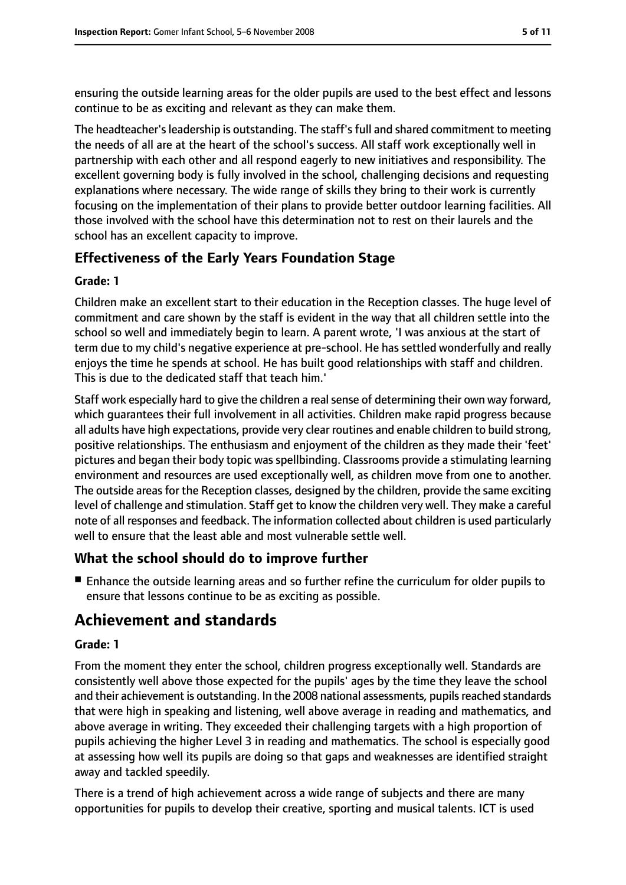ensuring the outside learning areas for the older pupils are used to the best effect and lessons continue to be as exciting and relevant as they can make them.

The headteacher's leadership is outstanding. The staff's full and shared commitment to meeting the needs of all are at the heart of the school's success. All staff work exceptionally well in partnership with each other and all respond eagerly to new initiatives and responsibility. The excellent governing body is fully involved in the school, challenging decisions and requesting explanations where necessary. The wide range of skills they bring to their work is currently focusing on the implementation of their plans to provide better outdoor learning facilities. All those involved with the school have this determination not to rest on their laurels and the school has an excellent capacity to improve.

## Effectiveness of the Early Years Foundation Stage

**Grade: 1**

Children make an excellent start to their education in the Reception classes. The huge level of commitment and care shown by the staff is evident in the way that all children settle into the school so well and immediately begin to learn. A parent wrote, 'I was anxious at the start of term due to my child's negative experience at pre-school. He has settled wonderfully and really enjoys the time he spends at school. He has built good relationships with staff and children. This is due to the dedicated staff that teach him.'

Staff work especially hard to give the children a real sense of determining their own way forward, which guarantees their full involvement in all activities. Children make rapid progress because all adults have high expectations, provide very clear routines and enable children to build strong, positive relationships. The enthusiasm and enjoyment of the children as they made their 'feet' pictures and began their body topic was spellbinding. Classrooms provide a stimulating learning environment and resources are used exceptionally well, as children move from one to another. The outside areas for the Reception classes, designed by the children, provide the same exciting level of challenge and stimulation. Staff get to know the children very well. They make a careful note of all responses and feedback. The information collected about children is used particularly well to ensure that the least able and most vulnerable settle well.

## What the school should do to improve further

- Enhance the outside learning areas and so further refine the curriculum for older pupils to ensure that lessons continue to be as exciting as possible.

# Achievement and standards

**Grade: 1**

From the moment they enter the school, children progress exceptionally well. Standards are consistently well above those expected for the pupils' ages by the time they leave the school and their achievement is outstanding. In the 2008 national assessments, pupils reached standards that were high in speaking and listening, well above average in reading and mathematics, and above average in writing. They exceeded their challenging targets with a high proportion of pupils achieving the higher Level 3 in reading and mathematics. The school is especially good at assessing how well its pupils are doing so that gaps and weaknesses are identified straight away and tackled speedily.

There is a trend of high achievement across a wide range of subjects and there are many opportunities for pupils to develop their creative, sporting and musical talents. ICT is used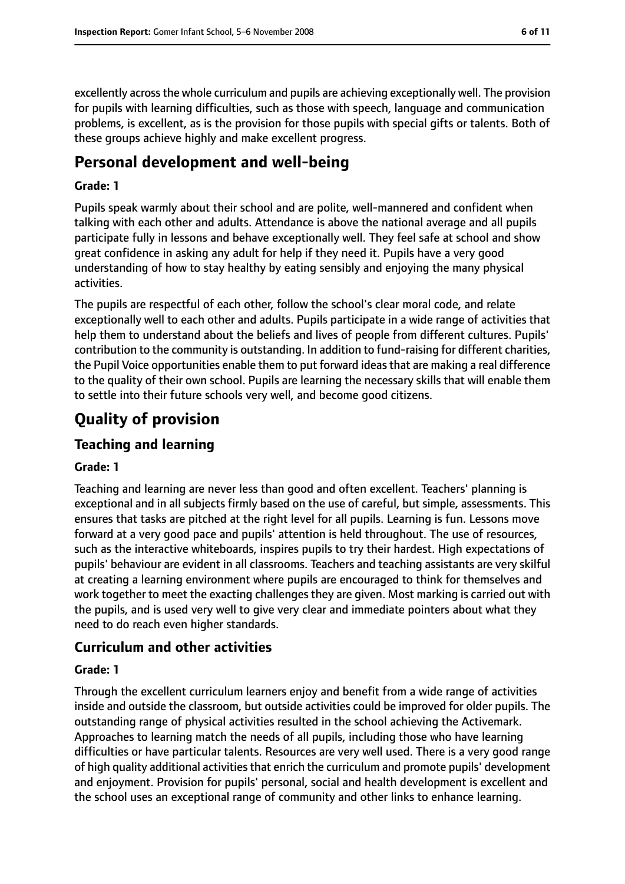excellently across the whole curriculum and pupils are achieving exceptionally well. The provision for pupils with learning difficulties, such as those with speech, language and communication problems, is excellent, as is the provision for those pupils with special gifts or talents. Both of these groups achieve highly and make excellent progress.

# Personal development and well-being

**Grade: 1**

Pupils speak warmly about their school and are polite, well-mannered and confident when talking with each other and adults. Attendance is above the national average and all pupils participate fully in lessons and behave exceptionally well. They feel safe at school and show great confidence in asking any adult for help if they need it. Pupils have a very good understanding of how to stay healthy by eating sensibly and enjoying the many physical activities.

The pupils are respectful of each other, follow the school's clear moral code, and relate exceptionally well to each other and adults. Pupils participate in a wide range of activities that help them to understand about the beliefs and lives of people from different cultures. Pupils' contribution to the community is outstanding. In addition to fund-raising for different charities, the Pupil Voice opportunities enable them to put forward ideas that are making a real difference to the quality of their own school. Pupils are learning the necessary skills that will enable them to settle into their future schools very well, and become good citizens.

# Quality of provision

## Teaching and learning

**Grade: 1**

Teaching and learning are never less than good and often excellent. Teachers' planning is exceptional and in all subjects firmly based on the use of careful, but simple, assessments. This ensures that tasks are pitched at the right level for all pupils. Learning is fun. Lessons move forward at a very good pace and pupils' attention is held throughout. The use of resources, such as the interactive whiteboards, inspires pupils to try their hardest. High expectations of pupils' behaviour are evident in all classrooms. Teachers and teaching assistants are very skilful at creating a learning environment where pupils are encouraged to think for themselves and work together to meet the exacting challenges they are given. Most marking is carried out with the pupils, and is used very well to give very clear and immediate pointers about what they need to do reach even higher standards.

## Curriculum and other activities

**Grade: 1**

Through the excellent curriculum learners enjoy and benefit from a wide range of activities inside and outside the classroom, but outside activities could be improved for older pupils. The outstanding range of physical activities resulted in the school achieving the Activemark. Approaches to learning match the needs of all pupils, including those who have learning difficulties or have particular talents. Resources are very well used. There is a very good range of high quality additional activities that enrich the curriculum and promote pupils' development and enjoyment. Provision for pupils' personal, social and health development is excellent and the school uses an exceptional range of community and other links to enhance learning.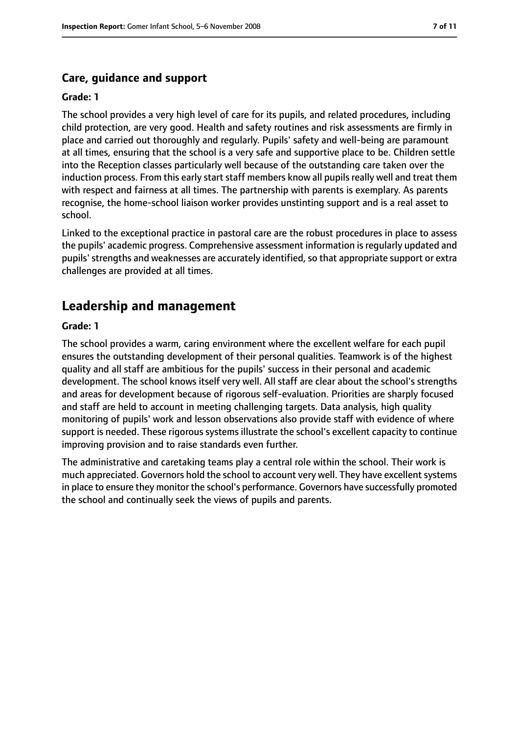### Care, guidance and support

**Grade: 1**

The school provides a very high level of care for its pupils, and related procedures, including child protection, are very good. Health and safety routines and risk assessments are firmly in place and carried out thoroughly and regularly. Pupils' safety and well-being are paramount at all times, ensuring that the school is a very safe and supportive place to be. Children settle into the Reception classes particularly well because of the outstanding care taken over the induction process. From this early start staff members know all pupils really well and treat them with respect and fairness at all times. The partnership with parents is exemplary. As parents recognise, the home-school liaison worker provides unstinting support and is a real asset to school.

Linked to the exceptional practice in pastoral care are the robust procedures in place to assess the pupils' academic progress. Comprehensive assessment information is regularly updated and pupils' strengths and weaknesses are accurately identified, so that appropriate support or extra challenges are provided at all times.

## Leadership and management

**Grade: 1**

The school provides a warm, caring environment where the excellent welfare for each pupil ensures the outstanding development of their personal qualities. Teamwork is of the highest quality and all staff are ambitious for the pupils' success in their personal and academic development. The school knows itself very well. All staff are clear about the school's strengths and areas for development because of rigorous self-evaluation. Priorities are sharply focused and staff are held to account in meeting challenging targets. Data analysis, high quality monitoring of pupils' work and lesson observations also provide staff with evidence of where support is needed. These rigorous systems illustrate the school's excellent capacity to continue improving provision and to raise standards even further.

The administrative and caretaking teams play a central role within the school. Their work is much appreciated. Governors hold the school to account very well. They have excellent systems in place to ensure they monitor the school's performance. Governors have successfully promoted the school and continually seek the views of pupils and parents.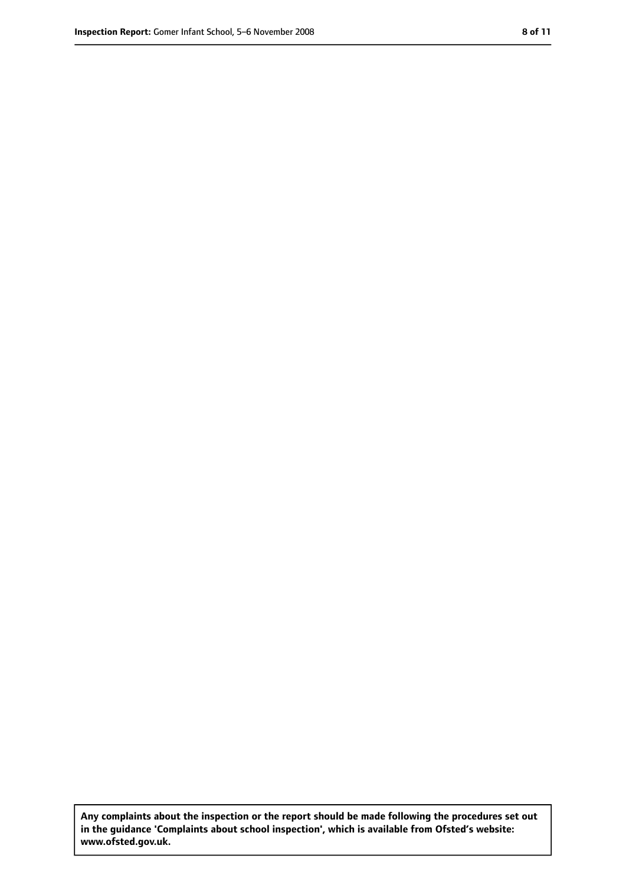**Any complaints about the inspection or the report should be made following the procedures set out in the guidance 'Complaints about school inspection', which is available from Ofsted's website: www.ofsted.gov.uk.**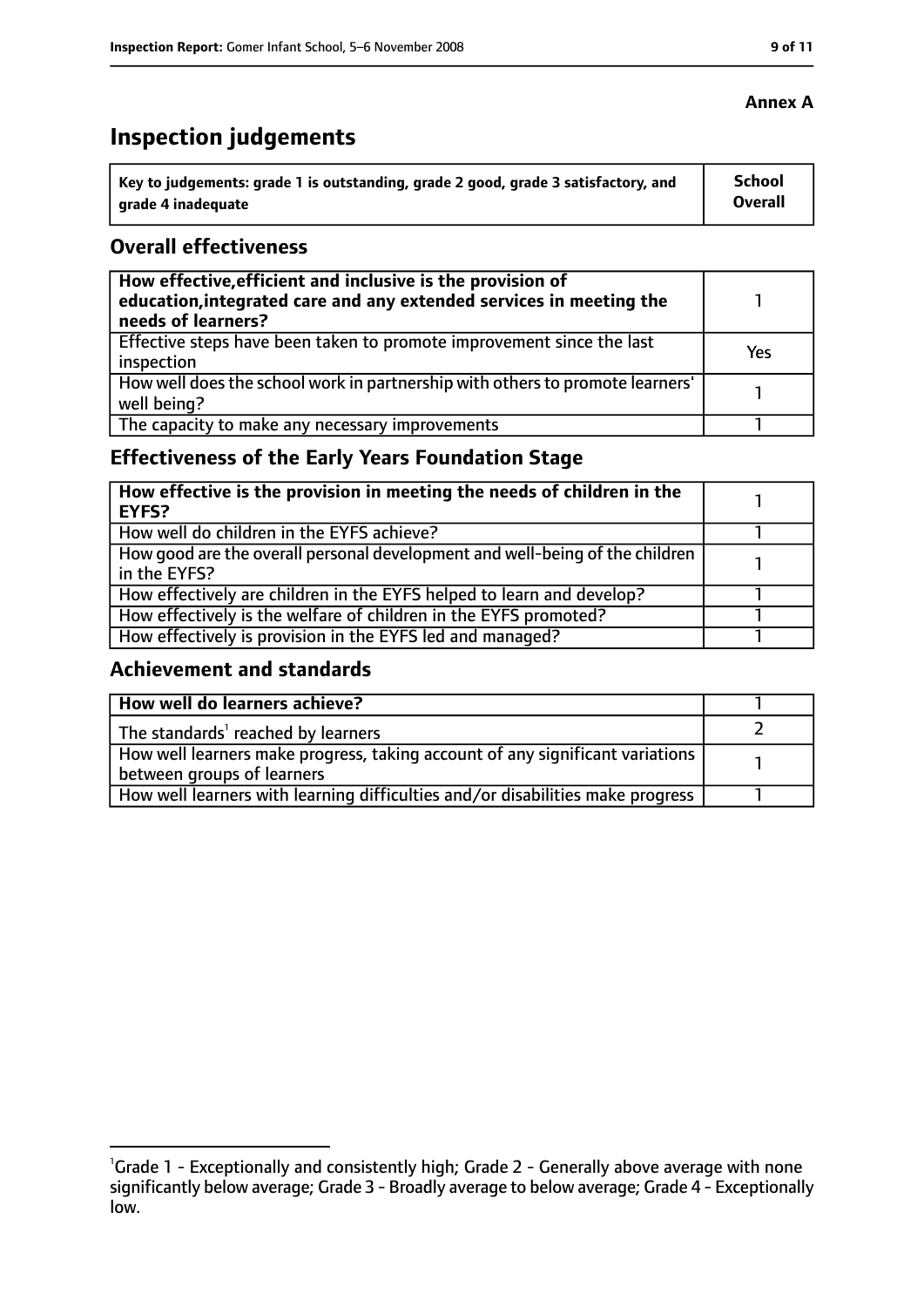**Annex A**

# Inspection judgements

| Key to judgements: grade 1 is outstanding, grade 2 good, grade 3 satisfactory, and grade 4 inadequate | School Overall |
|---|---|

## Overall effectiveness

| | |
|---|---|
| **How effective, efficient and inclusive is the provision of education, integrated care and any extended services in meeting the needs of learners?** | 1 |
| Effective steps have been taken to promote improvement since the last inspection | Yes |
| How well does the school work in partnership with others to promote learners' well being? | 1 |
| The capacity to make any necessary improvements | 1 |

## Effectiveness of the Early Years Foundation Stage

| | |
|---|---|
| **How effective is the provision in meeting the needs of children in the EYFS?** | 1 |
| How well do children in the EYFS achieve? | 1 |
| How good are the overall personal development and well-being of the children in the EYFS? | 1 |
| How effectively are children in the EYFS helped to learn and develop? | 1 |
| How effectively is the welfare of children in the EYFS promoted? | 1 |
| How effectively is provision in the EYFS led and managed? | 1 |

## Achievement and standards

| | |
|---|---|
| **How well do learners achieve?** | 1 |
| The standards[1] reached by learners | 2 |
| How well learners make progress, taking account of any significant variations between groups of learners | 1 |
| How well learners with learning difficulties and/or disabilities make progress | 1 |

[1] Grade 1 - Exceptionally and consistently high; Grade 2 - Generally above average with none significantly below average; Grade 3 - Broadly average to below average; Grade 4 - Exceptionally low.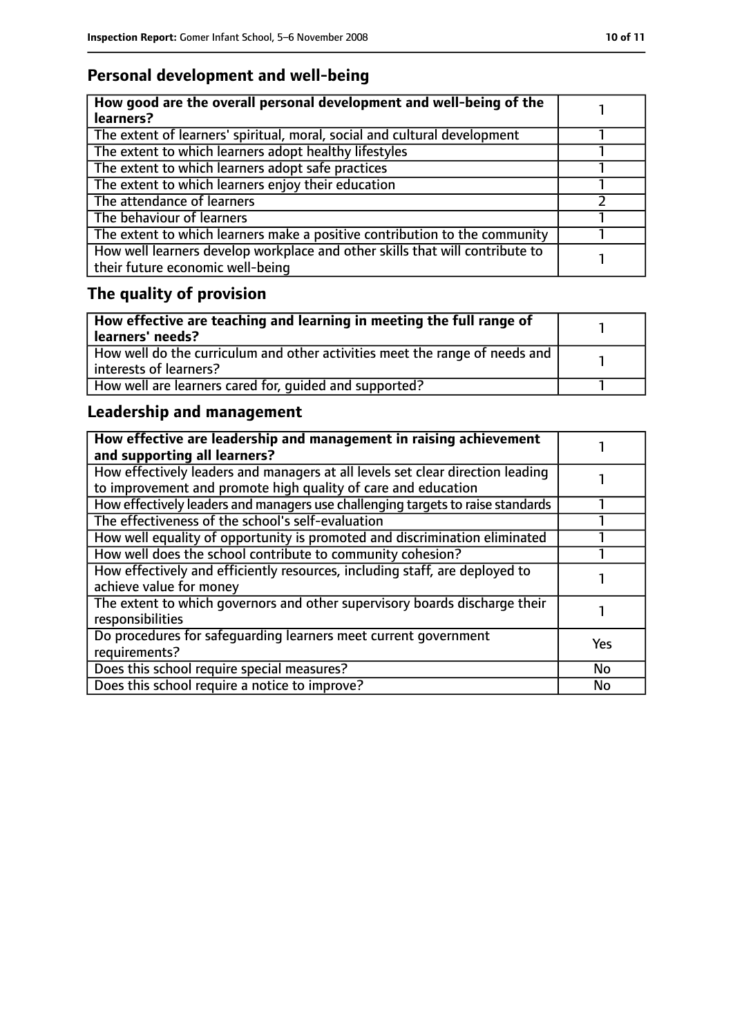## Personal development and well-being

| How good are the overall personal development and well-being of the learners? | 1 |
|---|---|
| The extent of learners' spiritual, moral, social and cultural development | 1 |
| The extent to which learners adopt healthy lifestyles | 1 |
| The extent to which learners adopt safe practices | 1 |
| The extent to which learners enjoy their education | 1 |
| The attendance of learners | 2 |
| The behaviour of learners | 1 |
| The extent to which learners make a positive contribution to the community | 1 |
| How well learners develop workplace and other skills that will contribute to their future economic well-being | 1 |

## The quality of provision

| How effective are teaching and learning in meeting the full range of learners' needs? | 1 |
|---|---|
| How well do the curriculum and other activities meet the range of needs and interests of learners? | 1 |
| How well are learners cared for, guided and supported? | 1 |

## Leadership and management

| How effective are leadership and management in raising achievement and supporting all learners? | 1 |
|---|---|
| How effectively leaders and managers at all levels set clear direction leading to improvement and promote high quality of care and education | 1 |
| How effectively leaders and managers use challenging targets to raise standards | 1 |
| The effectiveness of the school's self-evaluation | 1 |
| How well equality of opportunity is promoted and discrimination eliminated | 1 |
| How well does the school contribute to community cohesion? | 1 |
| How effectively and efficiently resources, including staff, are deployed to achieve value for money | 1 |
| The extent to which governors and other supervisory boards discharge their responsibilities | 1 |
| Do procedures for safeguarding learners meet current government requirements? | Yes |
| Does this school require special measures? | No |
| Does this school require a notice to improve? | No |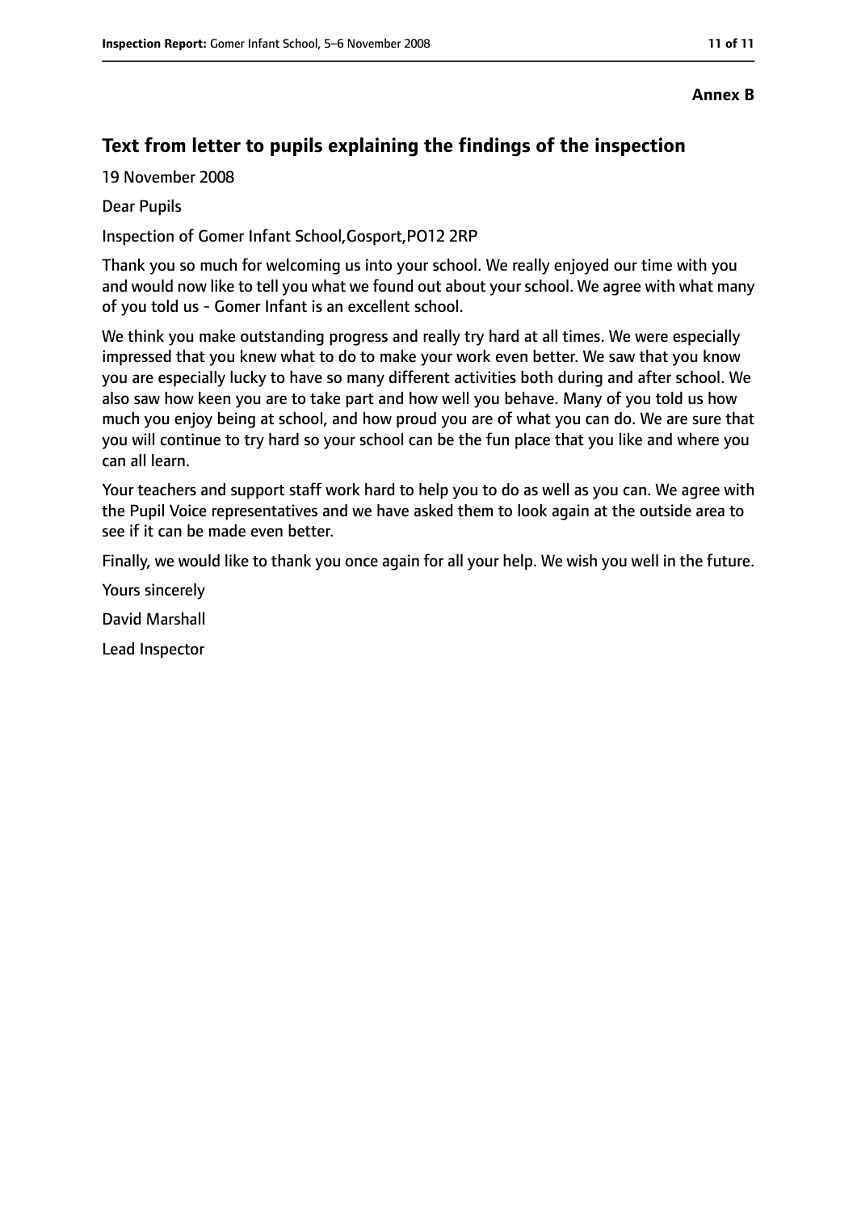**Annex B**

## Text from letter to pupils explaining the findings of the inspection

19 November 2008

Dear Pupils

Inspection of Gomer Infant School,Gosport,PO12 2RP

Thank you so much for welcoming us into your school. We really enjoyed our time with you and would now like to tell you what we found out about your school. We agree with what many of you told us - Gomer Infant is an excellent school.

We think you make outstanding progress and really try hard at all times. We were especially impressed that you knew what to do to make your work even better. We saw that you know you are especially lucky to have so many different activities both during and after school. We also saw how keen you are to take part and how well you behave. Many of you told us how much you enjoy being at school, and how proud you are of what you can do. We are sure that you will continue to try hard so your school can be the fun place that you like and where you can all learn.

Your teachers and support staff work hard to help you to do as well as you can. We agree with the Pupil Voice representatives and we have asked them to look again at the outside area to see if it can be made even better.

Finally, we would like to thank you once again for all your help. We wish you well in the future.

Yours sincerely

David Marshall

Lead Inspector